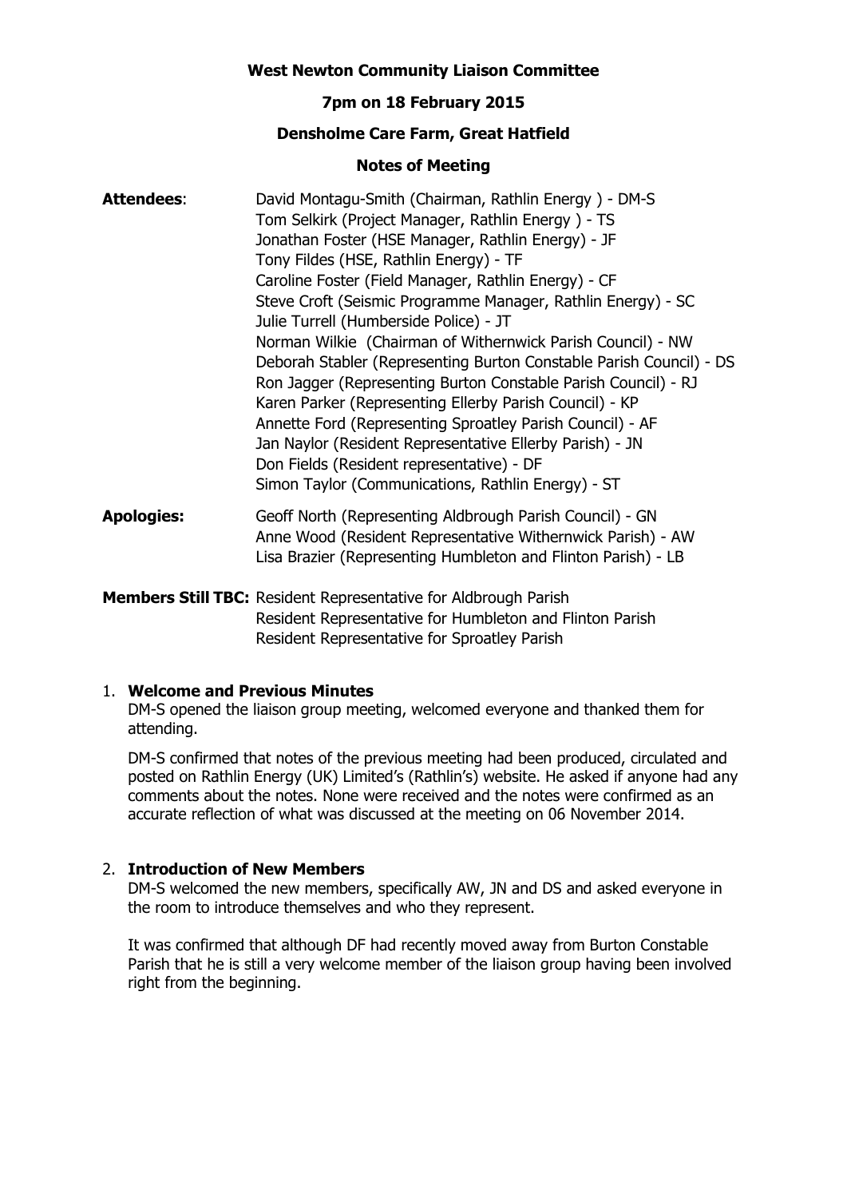**West Newton Community Liaison Committee**

**7pm on 18 February 2015**

**Densholme Care Farm, Great Hatfield**

**Notes of Meeting**

**Attendees**:

David Montagu-Smith (Chairman, Rathlin Energy ) - DM-S
Tom Selkirk (Project Manager, Rathlin Energy ) - TS
Jonathan Foster (HSE Manager, Rathlin Energy) - JF
Tony Fildes (HSE, Rathlin Energy) - TF
Caroline Foster (Field Manager, Rathlin Energy) - CF
Steve Croft (Seismic Programme Manager, Rathlin Energy) - SC
Julie Turrell (Humberside Police) - JT
Norman Wilkie (Chairman of Withernwick Parish Council) - NW
Deborah Stabler (Representing Burton Constable Parish Council) - DS
Ron Jagger (Representing Burton Constable Parish Council) - RJ
Karen Parker (Representing Ellerby Parish Council) - KP
Annette Ford (Representing Sproatley Parish Council) - AF
Jan Naylor (Resident Representative Ellerby Parish) - JN
Don Fields (Resident representative) - DF
Simon Taylor (Communications, Rathlin Energy) - ST

**Apologies:**

Geoff North (Representing Aldbrough Parish Council) - GN
Anne Wood (Resident Representative Withernwick Parish) - AW
Lisa Brazier (Representing Humbleton and Flinton Parish) - LB

**Members Still TBC:**

Resident Representative for Aldbrough Parish
Resident Representative for Humbleton and Flinton Parish
Resident Representative for Sproatley Parish

1. **Welcome and Previous Minutes**

   DM-S opened the liaison group meeting, welcomed everyone and thanked them for attending.

   DM-S confirmed that notes of the previous meeting had been produced, circulated and posted on Rathlin Energy (UK) Limited's (Rathlin's) website. He asked if anyone had any comments about the notes. None were received and the notes were confirmed as an accurate reflection of what was discussed at the meeting on 06 November 2014.

2. **Introduction of New Members**

   DM-S welcomed the new members, specifically AW, JN and DS and asked everyone in the room to introduce themselves and who they represent.

   It was confirmed that although DF had recently moved away from Burton Constable Parish that he is still a very welcome member of the liaison group having been involved right from the beginning.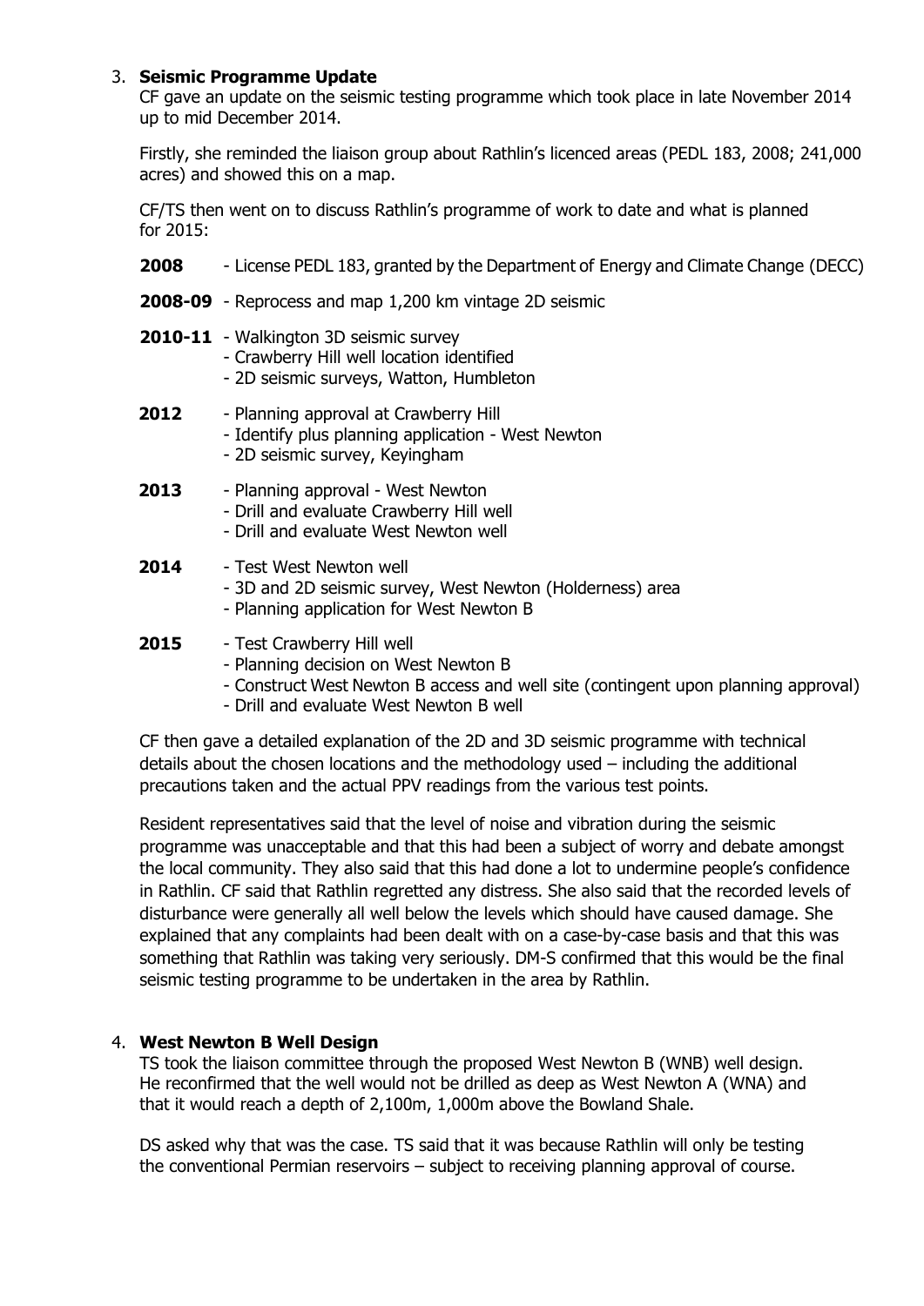3. **Seismic Programme Update**

CF gave an update on the seismic testing programme which took place in late November 2014 up to mid December 2014.

Firstly, she reminded the liaison group about Rathlin's licenced areas (PEDL 183, 2008; 241,000 acres) and showed this on a map.

CF/TS then went on to discuss Rathlin's programme of work to date and what is planned for 2015:

**2008** - License PEDL 183, granted by the Department of Energy and Climate Change (DECC)

**2008-09** - Reprocess and map 1,200 km vintage 2D seismic

**2010-11** - Walkington 3D seismic survey
- Crawberry Hill well location identified
- 2D seismic surveys, Watton, Humbleton

**2012** - Planning approval at Crawberry Hill
- Identify plus planning application - West Newton
- 2D seismic survey, Keyingham

**2013** - Planning approval - West Newton
- Drill and evaluate Crawberry Hill well
- Drill and evaluate West Newton well

**2014** - Test West Newton well
- 3D and 2D seismic survey, West Newton (Holderness) area
- Planning application for West Newton B

**2015** - Test Crawberry Hill well
- Planning decision on West Newton B
- Construct West Newton B access and well site (contingent upon planning approval)
- Drill and evaluate West Newton B well

CF then gave a detailed explanation of the 2D and 3D seismic programme with technical details about the chosen locations and the methodology used – including the additional precautions taken and the actual PPV readings from the various test points.

Resident representatives said that the level of noise and vibration during the seismic programme was unacceptable and that this had been a subject of worry and debate amongst the local community. They also said that this had done a lot to undermine people's confidence in Rathlin. CF said that Rathlin regretted any distress. She also said that the recorded levels of disturbance were generally all well below the levels which should have caused damage. She explained that any complaints had been dealt with on a case-by-case basis and that this was something that Rathlin was taking very seriously. DM-S confirmed that this would be the final seismic testing programme to be undertaken in the area by Rathlin.

4. **West Newton B Well Design**

TS took the liaison committee through the proposed West Newton B (WNB) well design. He reconfirmed that the well would not be drilled as deep as West Newton A (WNA) and that it would reach a depth of 2,100m, 1,000m above the Bowland Shale.

DS asked why that was the case. TS said that it was because Rathlin will only be testing the conventional Permian reservoirs – subject to receiving planning approval of course.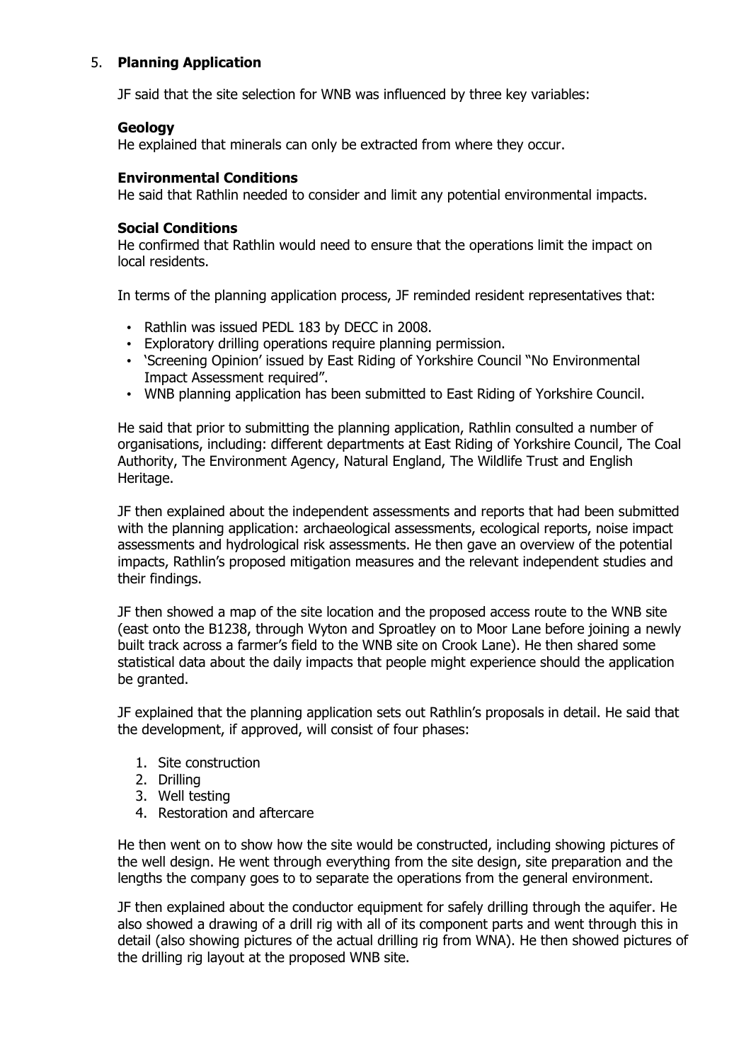5. **Planning Application**

JF said that the site selection for WNB was influenced by three key variables:

**Geology**
He explained that minerals can only be extracted from where they occur.

**Environmental Conditions**
He said that Rathlin needed to consider and limit any potential environmental impacts.

**Social Conditions**
He confirmed that Rathlin would need to ensure that the operations limit the impact on local residents.

In terms of the planning application process, JF reminded resident representatives that:

- Rathlin was issued PEDL 183 by DECC in 2008.
- Exploratory drilling operations require planning permission.
- 'Screening Opinion' issued by East Riding of Yorkshire Council "No Environmental Impact Assessment required".
- WNB planning application has been submitted to East Riding of Yorkshire Council.

He said that prior to submitting the planning application, Rathlin consulted a number of organisations, including: different departments at East Riding of Yorkshire Council, The Coal Authority, The Environment Agency, Natural England, The Wildlife Trust and English Heritage.

JF then explained about the independent assessments and reports that had been submitted with the planning application: archaeological assessments, ecological reports, noise impact assessments and hydrological risk assessments. He then gave an overview of the potential impacts, Rathlin's proposed mitigation measures and the relevant independent studies and their findings.

JF then showed a map of the site location and the proposed access route to the WNB site (east onto the B1238, through Wyton and Sproatley on to Moor Lane before joining a newly built track across a farmer's field to the WNB site on Crook Lane). He then shared some statistical data about the daily impacts that people might experience should the application be granted.

JF explained that the planning application sets out Rathlin's proposals in detail. He said that the development, if approved, will consist of four phases:

1. Site construction
2. Drilling
3. Well testing
4. Restoration and aftercare

He then went on to show how the site would be constructed, including showing pictures of the well design. He went through everything from the site design, site preparation and the lengths the company goes to to separate the operations from the general environment.

JF then explained about the conductor equipment for safely drilling through the aquifer. He also showed a drawing of a drill rig with all of its component parts and went through this in detail (also showing pictures of the actual drilling rig from WNA). He then showed pictures of the drilling rig layout at the proposed WNB site.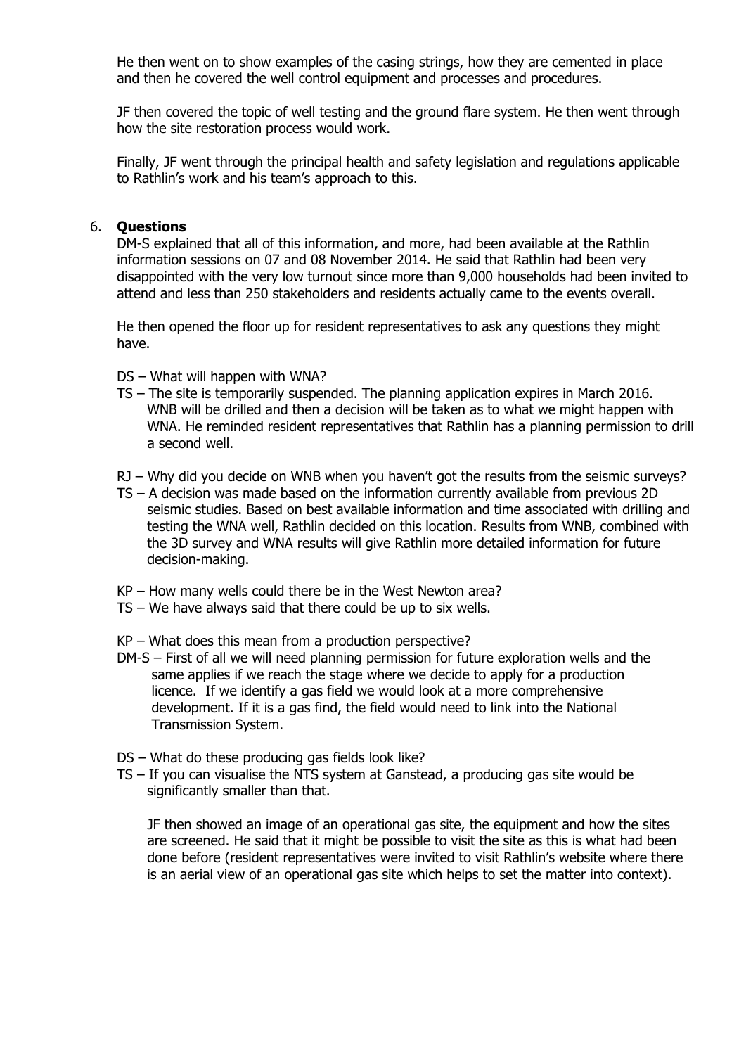He then went on to show examples of the casing strings, how they are cemented in place and then he covered the well control equipment and processes and procedures.

JF then covered the topic of well testing and the ground flare system. He then went through how the site restoration process would work.

Finally, JF went through the principal health and safety legislation and regulations applicable to Rathlin's work and his team's approach to this.

6. **Questions**

DM-S explained that all of this information, and more, had been available at the Rathlin information sessions on 07 and 08 November 2014. He said that Rathlin had been very disappointed with the very low turnout since more than 9,000 households had been invited to attend and less than 250 stakeholders and residents actually came to the events overall.

He then opened the floor up for resident representatives to ask any questions they might have.

DS – What will happen with WNA?

TS – The site is temporarily suspended. The planning application expires in March 2016. WNB will be drilled and then a decision will be taken as to what we might happen with WNA. He reminded resident representatives that Rathlin has a planning permission to drill a second well.

RJ – Why did you decide on WNB when you haven't got the results from the seismic surveys?

TS – A decision was made based on the information currently available from previous 2D seismic studies. Based on best available information and time associated with drilling and testing the WNA well, Rathlin decided on this location. Results from WNB, combined with the 3D survey and WNA results will give Rathlin more detailed information for future decision-making.

KP – How many wells could there be in the West Newton area?

TS – We have always said that there could be up to six wells.

KP – What does this mean from a production perspective?

DM-S – First of all we will need planning permission for future exploration wells and the same applies if we reach the stage where we decide to apply for a production licence. If we identify a gas field we would look at a more comprehensive development. If it is a gas find, the field would need to link into the National Transmission System.

DS – What do these producing gas fields look like?

TS – If you can visualise the NTS system at Ganstead, a producing gas site would be significantly smaller than that.

JF then showed an image of an operational gas site, the equipment and how the sites are screened. He said that it might be possible to visit the site as this is what had been done before (resident representatives were invited to visit Rathlin's website where there is an aerial view of an operational gas site which helps to set the matter into context).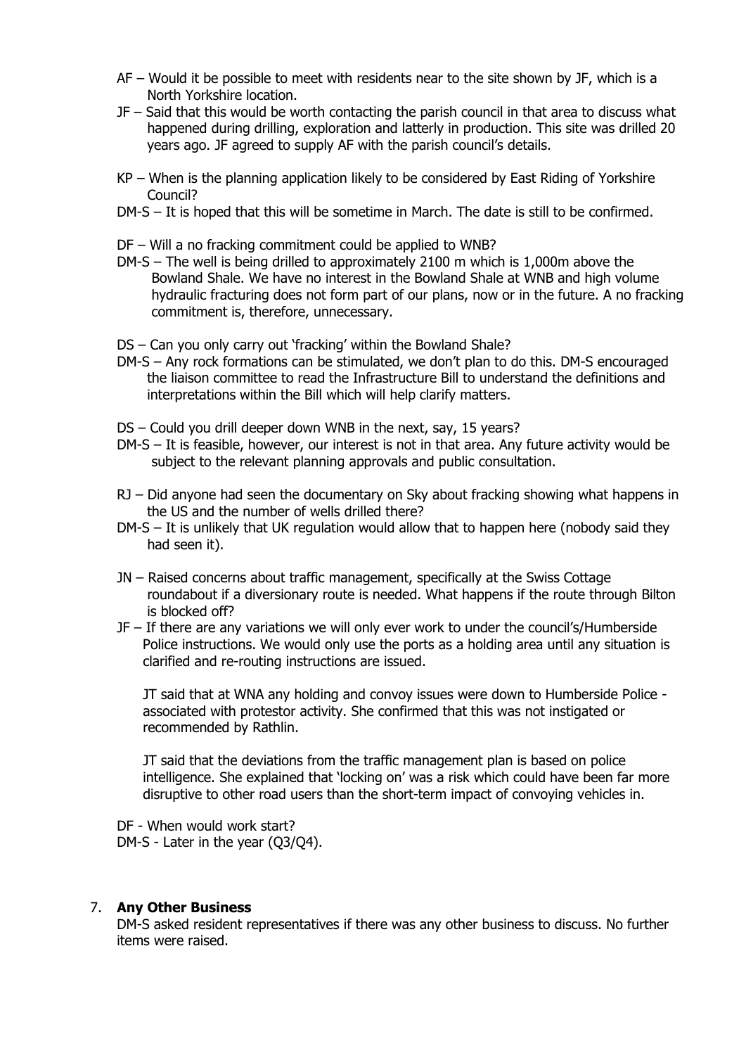AF – Would it be possible to meet with residents near to the site shown by JF, which is a North Yorkshire location.

JF – Said that this would be worth contacting the parish council in that area to discuss what happened during drilling, exploration and latterly in production. This site was drilled 20 years ago. JF agreed to supply AF with the parish council's details.

KP – When is the planning application likely to be considered by East Riding of Yorkshire Council?

DM-S – It is hoped that this will be sometime in March. The date is still to be confirmed.

DF – Will a no fracking commitment could be applied to WNB?

DM-S – The well is being drilled to approximately 2100 m which is 1,000m above the Bowland Shale. We have no interest in the Bowland Shale at WNB and high volume hydraulic fracturing does not form part of our plans, now or in the future. A no fracking commitment is, therefore, unnecessary.

DS – Can you only carry out 'fracking' within the Bowland Shale?

DM-S – Any rock formations can be stimulated, we don't plan to do this. DM-S encouraged the liaison committee to read the Infrastructure Bill to understand the definitions and interpretations within the Bill which will help clarify matters.

DS – Could you drill deeper down WNB in the next, say, 15 years?

DM-S – It is feasible, however, our interest is not in that area. Any future activity would be subject to the relevant planning approvals and public consultation.

RJ – Did anyone had seen the documentary on Sky about fracking showing what happens in the US and the number of wells drilled there?

DM-S – It is unlikely that UK regulation would allow that to happen here (nobody said they had seen it).

JN – Raised concerns about traffic management, specifically at the Swiss Cottage roundabout if a diversionary route is needed. What happens if the route through Bilton is blocked off?

JF – If there are any variations we will only ever work to under the council's/Humberside Police instructions. We would only use the ports as a holding area until any situation is clarified and re-routing instructions are issued.

JT said that at WNA any holding and convoy issues were down to Humberside Police - associated with protestor activity. She confirmed that this was not instigated or recommended by Rathlin.

JT said that the deviations from the traffic management plan is based on police intelligence. She explained that 'locking on' was a risk which could have been far more disruptive to other road users than the short-term impact of convoying vehicles in.

DF - When would work start?

DM-S - Later in the year (Q3/Q4).

7. **Any Other Business**

DM-S asked resident representatives if there was any other business to discuss. No further items were raised.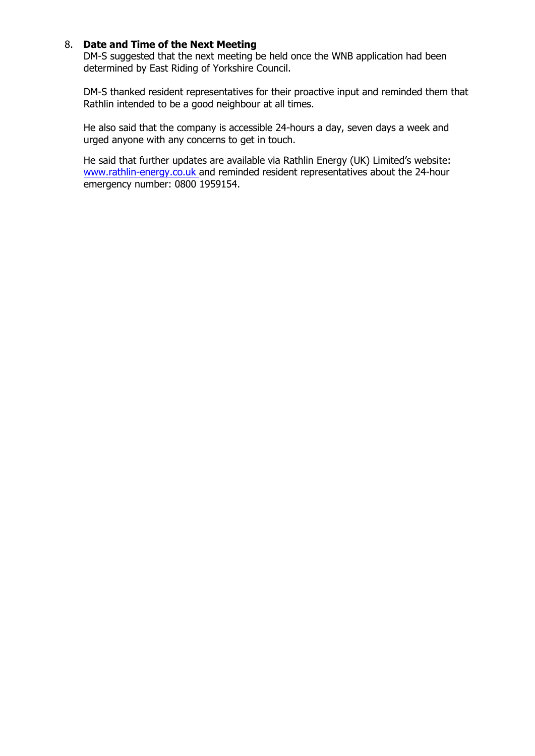8. **Date and Time of the Next Meeting**

   DM-S suggested that the next meeting be held once the WNB application had been determined by East Riding of Yorkshire Council.

   DM-S thanked resident representatives for their proactive input and reminded them that Rathlin intended to be a good neighbour at all times.

   He also said that the company is accessible 24-hours a day, seven days a week and urged anyone with any concerns to get in touch.

   He said that further updates are available via Rathlin Energy (UK) Limited's website: www.rathlin-energy.co.uk and reminded resident representatives about the 24-hour emergency number: 0800 1959154.